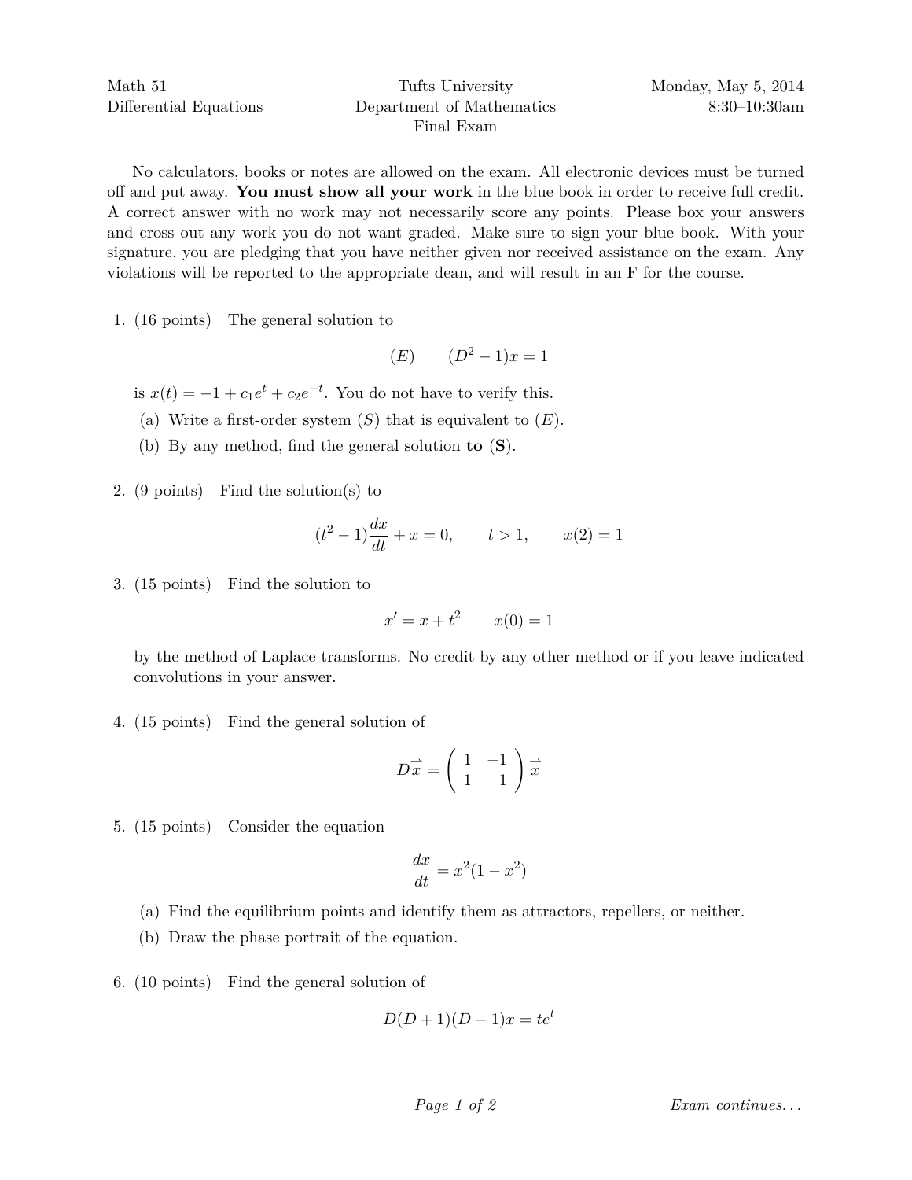Math 51 Differential Equations

Tufts University Department of Mathematics Final Exam

Monday, May 5, 2014 8:30–10:30am

No calculators, books or notes are allowed on the exam. All electronic devices must be turned off and put away. **You must show all your work** in the blue book in order to receive full credit. A correct answer with no work may not necessarily score any points. Please box your answers and cross out any work you do not want graded. Make sure to sign your blue book. With your signature, you are pledging that you have neither given nor received assistance on the exam. Any violations will be reported to the appropriate dean, and will result in an F for the course.

1. (16 points) The general solution to

$$(E) \qquad (D^2 - 1)x = 1$$

is $x(t) = -1 + c_1 e^t + c_2 e^{-t}$. You do not have to verify this.

   (a) Write a first-order system $(S)$ that is equivalent to $(E)$.

   (b) By any method, find the general solution **to (S)**.

2. (9 points) Find the solution(s) to

$$(t^2 - 1)\frac{dx}{dt} + x = 0, \qquad t > 1, \qquad x(2) = 1$$

3. (15 points) Find the solution to

$$x' = x + t^2 \qquad x(0) = 1$$

by the method of Laplace transforms. No credit by any other method or if you leave indicated convolutions in your answer.

4. (15 points) Find the general solution of

$$D\vec{x} = \begin{pmatrix} 1 & -1 \\ 1 & 1 \end{pmatrix} \vec{x}$$

5. (15 points) Consider the equation

$$\frac{dx}{dt} = x^2(1 - x^2)$$

   (a) Find the equilibrium points and identify them as attractors, repellers, or neither.

   (b) Draw the phase portrait of the equation.

6. (10 points) Find the general solution of

$$D(D+1)(D-1)x = te^t$$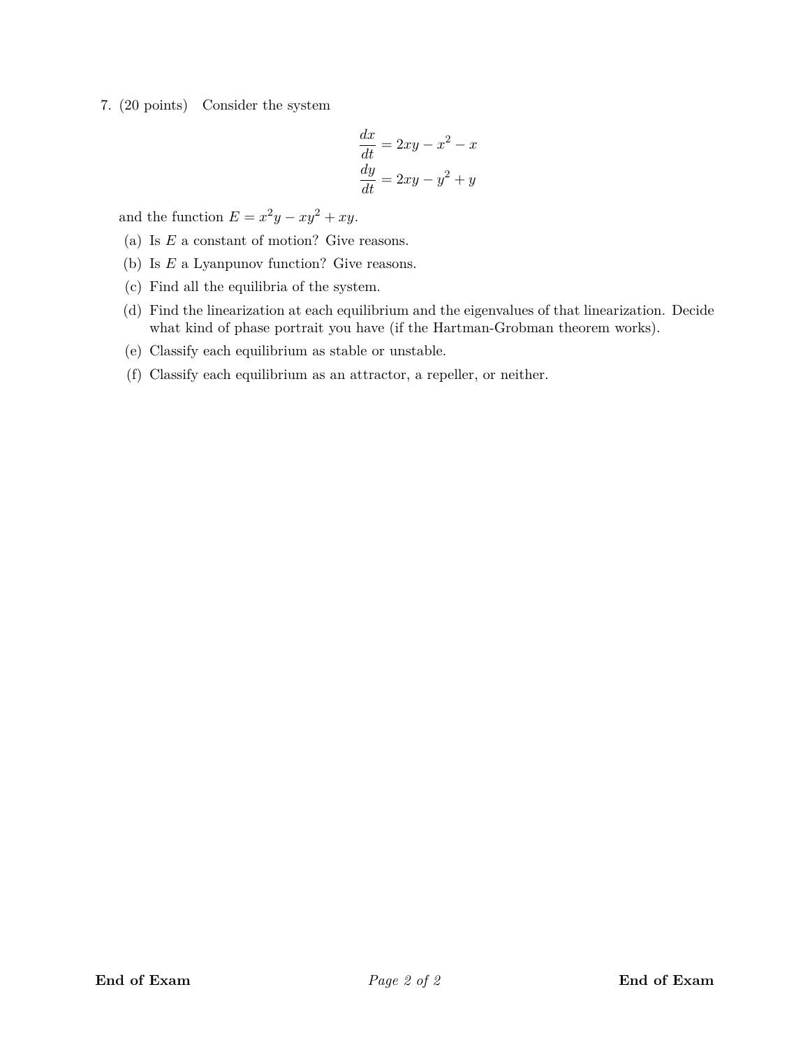7. (20 points) Consider the system

$$\frac{dx}{dt} = 2xy - x^2 - x$$
$$\frac{dy}{dt} = 2xy - y^2 + y$$

and the function $E = x^2y - xy^2 + xy$.

(a) Is $E$ a constant of motion? Give reasons.

(b) Is $E$ a Lyanpunov function? Give reasons.

(c) Find all the equilibria of the system.

(d) Find the linearization at each equilibrium and the eigenvalues of that linearization. Decide what kind of phase portrait you have (if the Hartman-Grobman theorem works).

(e) Classify each equilibrium as stable or unstable.

(f) Classify each equilibrium as an attractor, a repeller, or neither.

**End of Exam** **End of Exam**